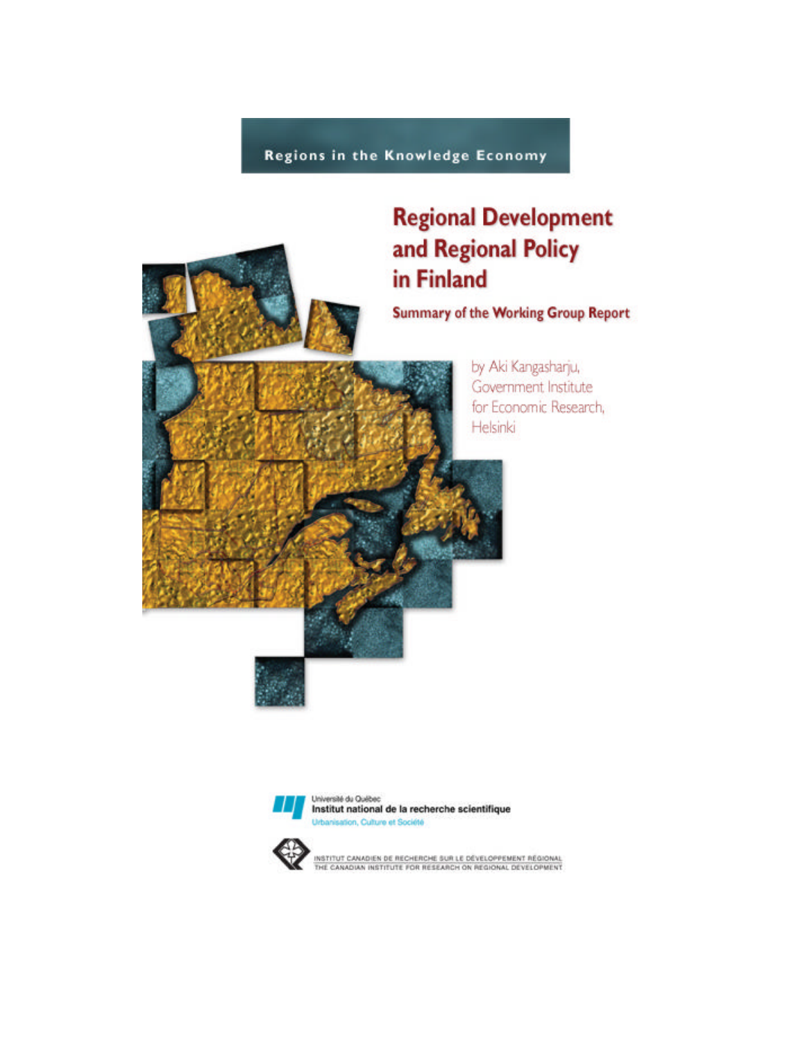Regions in the Knowledge Economy

# Regional Development and Regional Policy in Finland

## Summary of the Working Group Report

by Aki Kangasharju, Government Institute for Economic Research, Helsinki

Université du Québec
**Institut national de la recherche scientifique**
Urbanisation, Culture et Société

INSTITUT CANADIEN DE RECHERCHE SUR LE DÉVELOPPEMENT RÉGIONAL
THE CANADIAN INSTITUTE FOR RESEARCH ON REGIONAL DEVELOPMENT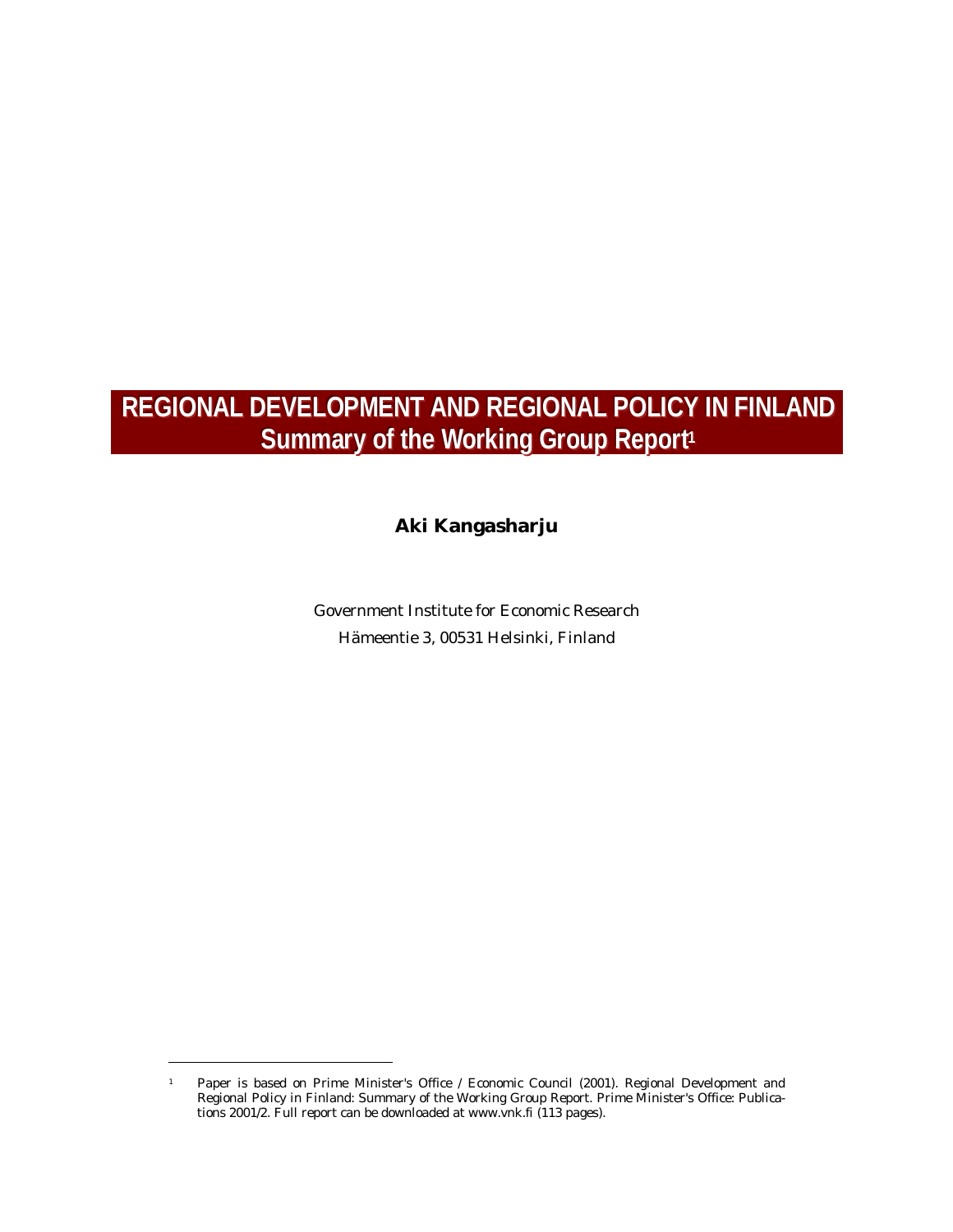# REGIONAL DEVELOPMENT AND REGIONAL POLICY IN FINLAND
## Summary of the Working Group Report[1]

**Aki Kangasharju**

Government Institute for Economic Research
Hämeentie 3, 00531 Helsinki, Finland

---

[1] Paper is based on Prime Minister's Office / Economic Council (2001). Regional Development and Regional Policy in Finland: Summary of the Working Group Report. Prime Minister's Office: Publications 2001/2. Full report can be downloaded at www.vnk.fi (113 pages).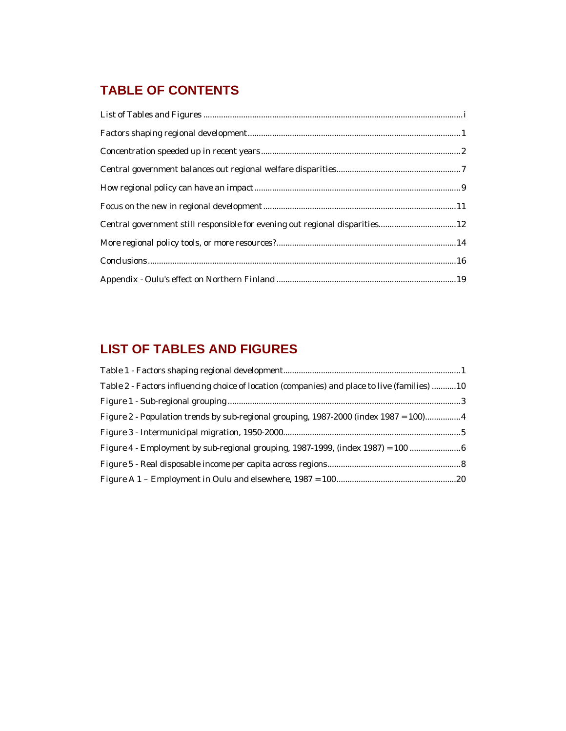# TABLE OF CONTENTS

List of Tables and Figures ..................................................................................................................... i

Factors shaping regional development ................................................................................................ 1

Concentration speeded up in recent years .......................................................................................... 2

Central government balances out regional welfare disparities ........................................................ 7

How regional policy can have an impact ............................................................................................. 9

Focus on the new in regional development ....................................................................................... 11

Central government still responsible for evening out regional disparities ................................... 12

More regional policy tools, or more resources? ................................................................................. 14

Conclusions ........................................................................................................................................... 16

Appendix - Oulu's effect on Northern Finland .................................................................................. 19

# LIST OF TABLES AND FIGURES

Table 1 - Factors shaping regional development ................................................................................ 1

Table 2 - Factors influencing choice of location (companies) and place to live (families) ........... 10

Figure 1 - Sub-regional grouping ......................................................................................................... 3

Figure 2 - Population trends by sub-regional grouping, 1987-2000 (index 1987 = 100) ................ 4

Figure 3 - Intermunicipal migration, 1950-2000 ................................................................................. 5

Figure 4 - Employment by sub-regional grouping, 1987-1999, (index 1987) = 100 ........................ 6

Figure 5 - Real disposable income per capita across regions ............................................................ 8

Figure A 1 – Employment in Oulu and elsewhere, 1987 = 100 ....................................................... 20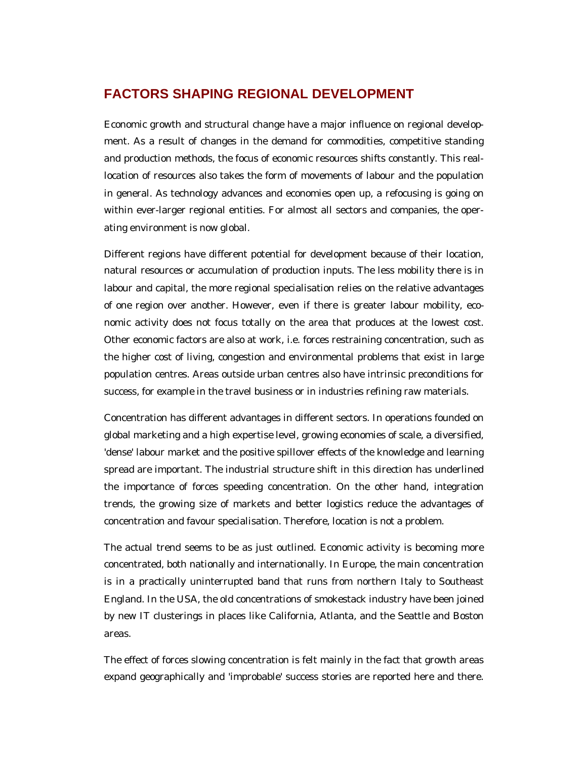## FACTORS SHAPING REGIONAL DEVELOPMENT

Economic growth and structural change have a major influence on regional development. As a result of changes in the demand for commodities, competitive standing and production methods, the focus of economic resources shifts constantly. This reallocation of resources also takes the form of movements of labour and the population in general. As technology advances and economies open up, a refocusing is going on within ever-larger regional entities. For almost all sectors and companies, the operating environment is now global.

Different regions have different potential for development because of their location, natural resources or accumulation of production inputs. The less mobility there is in labour and capital, the more regional specialisation relies on the relative advantages of one region over another. However, even if there is greater labour mobility, economic activity does not focus totally on the area that produces at the lowest cost. Other economic factors are also at work, i.e. forces restraining concentration, such as the higher cost of living, congestion and environmental problems that exist in large population centres. Areas outside urban centres also have intrinsic preconditions for success, for example in the travel business or in industries refining raw materials.

Concentration has different advantages in different sectors. In operations founded on global marketing and a high expertise level, growing economies of scale, a diversified, 'dense' labour market and the positive spillover effects of the knowledge and learning spread are important. The industrial structure shift in this direction has underlined the importance of forces speeding concentration. On the other hand, integration trends, the growing size of markets and better logistics reduce the advantages of concentration and favour specialisation. Therefore, location is not a problem.

The actual trend seems to be as just outlined. Economic activity is becoming more concentrated, both nationally and internationally. In Europe, the main concentration is in a practically uninterrupted band that runs from northern Italy to Southeast England. In the USA, the old concentrations of smokestack industry have been joined by new IT clusterings in places like California, Atlanta, and the Seattle and Boston areas.

The effect of forces slowing concentration is felt mainly in the fact that growth areas expand geographically and 'improbable' success stories are reported here and there.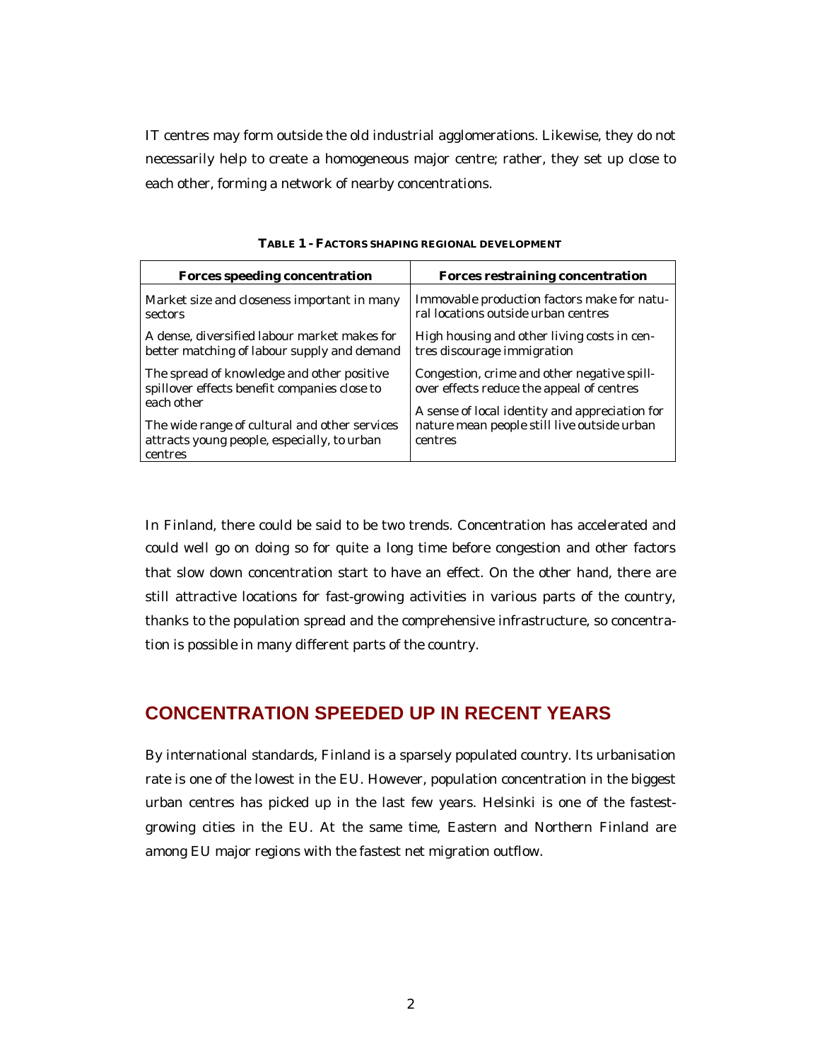IT centres may form outside the old industrial agglomerations. Likewise, they do not necessarily help to create a homogeneous major centre; rather, they set up close to each other, forming a network of nearby concentrations.

**TABLE 1 - FACTORS SHAPING REGIONAL DEVELOPMENT**

| Forces speeding concentration | Forces restraining concentration |
|---|---|
| Market size and closeness important in many sectors | Immovable production factors make for natural locations outside urban centres |
| A dense, diversified labour market makes for better matching of labour supply and demand | High housing and other living costs in centres discourage immigration |
| The spread of knowledge and other positive spillover effects benefit companies close to each other | Congestion, crime and other negative spillover effects reduce the appeal of centres |
| The wide range of cultural and other services attracts young people, especially, to urban centres | A sense of local identity and appreciation for nature mean people still live outside urban centres |

In Finland, there could be said to be two trends. Concentration has accelerated and could well go on doing so for quite a long time before congestion and other factors that slow down concentration start to have an effect. On the other hand, there are still attractive locations for fast-growing activities in various parts of the country, thanks to the population spread and the comprehensive infrastructure, so concentration is possible in many different parts of the country.

## CONCENTRATION SPEEDED UP IN RECENT YEARS

By international standards, Finland is a sparsely populated country. Its urbanisation rate is one of the lowest in the EU. However, population concentration in the biggest urban centres has picked up in the last few years. Helsinki is one of the fastest-growing cities in the EU. At the same time, Eastern and Northern Finland are among EU major regions with the fastest net migration outflow.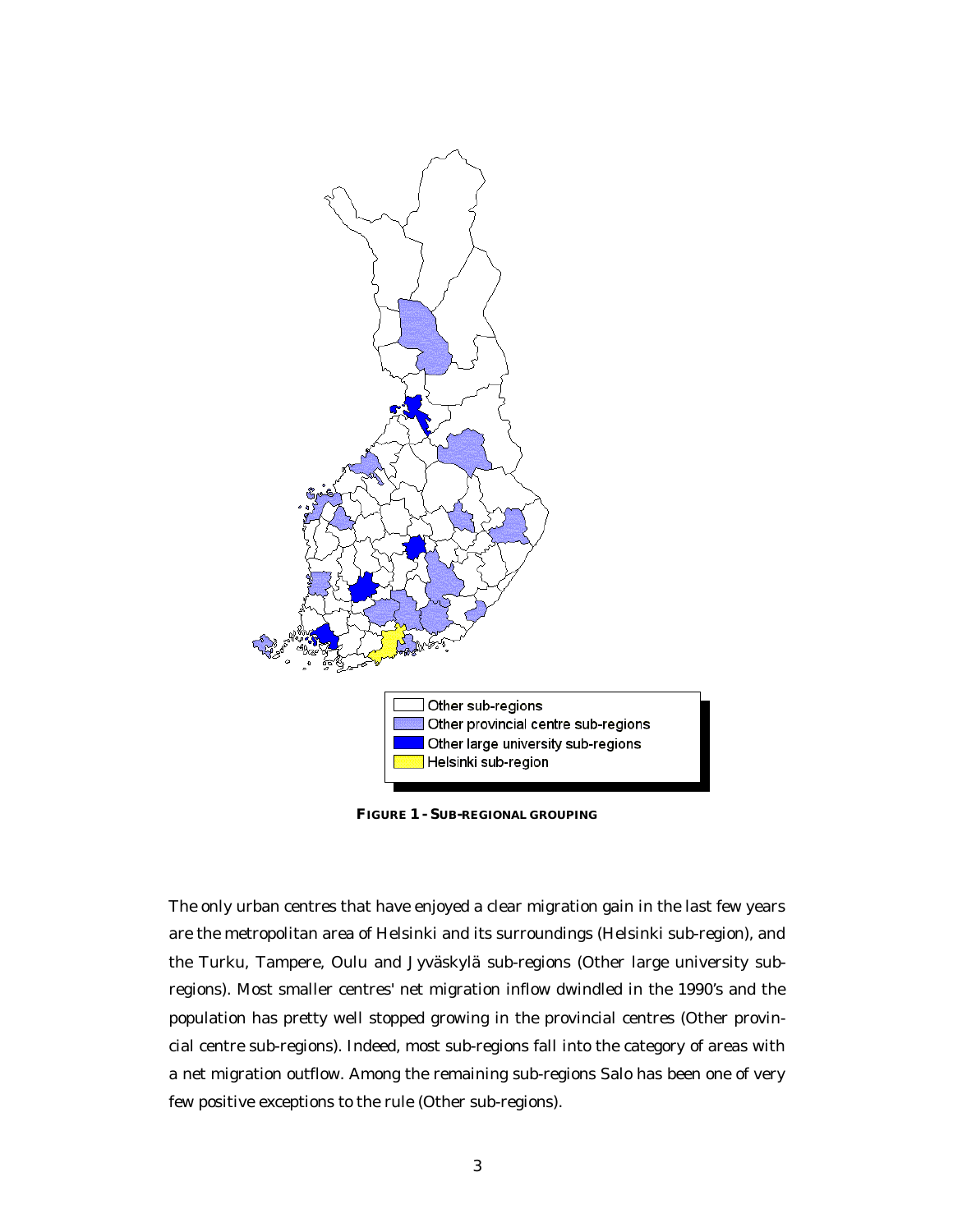Other sub-regions
Other provincial centre sub-regions
Other large university sub-regions
Helsinki sub-region

**FIGURE 1 - SUB-REGIONAL GROUPING**

The only urban centres that have enjoyed a clear migration gain in the last few years are the metropolitan area of Helsinki and its surroundings (Helsinki sub-region), and the Turku, Tampere, Oulu and Jyväskylä sub-regions (Other large university sub-regions). Most smaller centres' net migration inflow dwindled in the 1990's and the population has pretty well stopped growing in the provincial centres (Other provincial centre sub-regions). Indeed, most sub-regions fall into the category of areas with a net migration outflow. Among the remaining sub-regions Salo has been one of very few positive exceptions to the rule (Other sub-regions).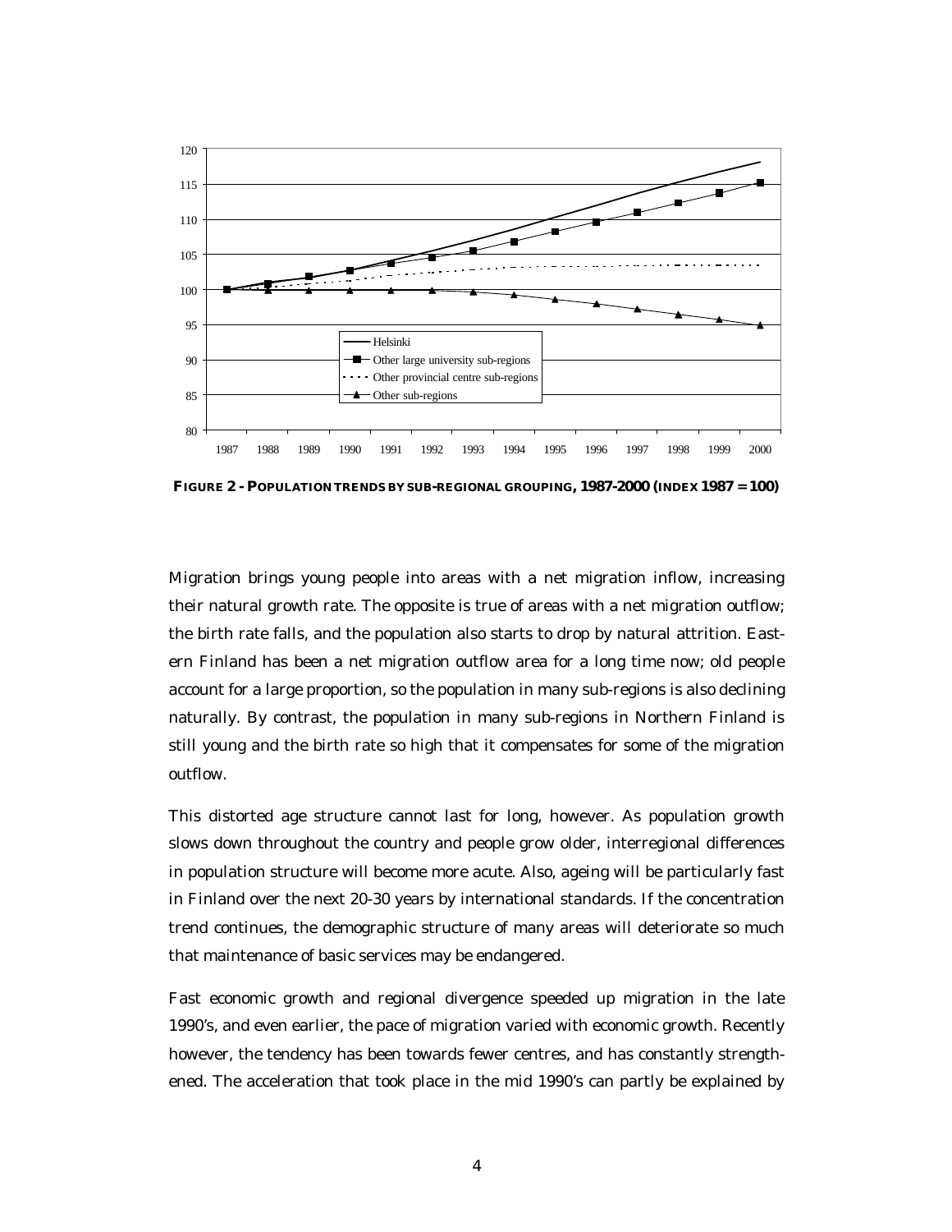**FIGURE 2 - POPULATION TRENDS BY SUB-REGIONAL GROUPING, 1987-2000 (INDEX 1987 = 100)**

Migration brings young people into areas with a net migration inflow, increasing their natural growth rate. The opposite is true of areas with a net migration outflow; the birth rate falls, and the population also starts to drop by natural attrition. Eastern Finland has been a net migration outflow area for a long time now; old people account for a large proportion, so the population in many sub-regions is also declining naturally. By contrast, the population in many sub-regions in Northern Finland is still young and the birth rate so high that it compensates for some of the migration outflow.

This distorted age structure cannot last for long, however. As population growth slows down throughout the country and people grow older, interregional differences in population structure will become more acute. Also, ageing will be particularly fast in Finland over the next 20-30 years by international standards. If the concentration trend continues, the demographic structure of many areas will deteriorate so much that maintenance of basic services may be endangered.

Fast economic growth and regional divergence speeded up migration in the late 1990's, and even earlier, the pace of migration varied with economic growth. Recently however, the tendency has been towards fewer centres, and has constantly strengthened. The acceleration that took place in the mid 1990's can partly be explained by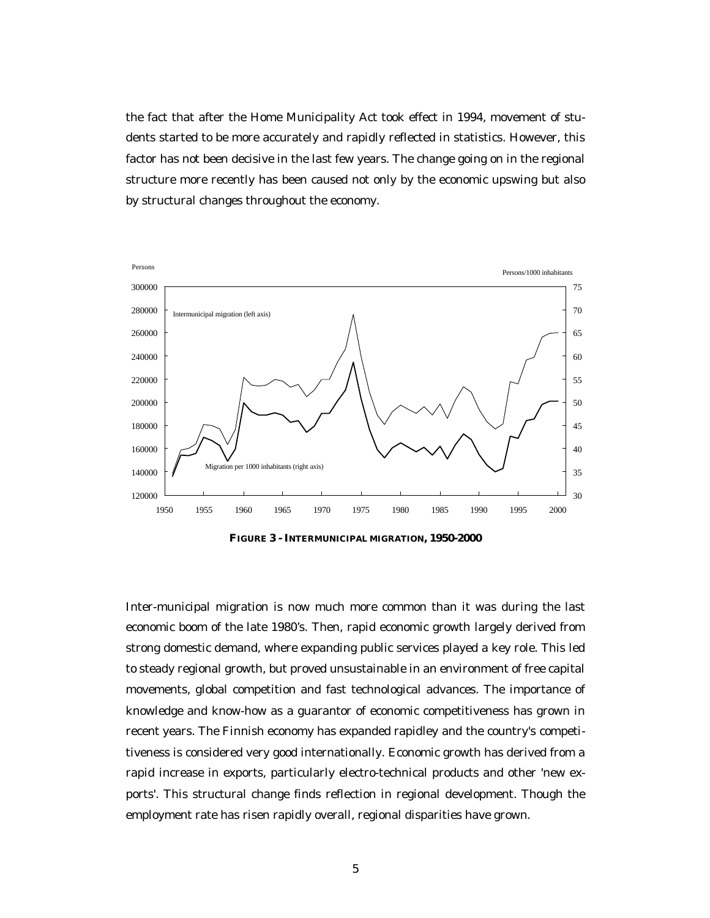the fact that after the Home Municipality Act took effect in 1994, movement of students started to be more accurately and rapidly reflected in statistics. However, this factor has not been decisive in the last few years. The change going on in the regional structure more recently has been caused not only by the economic upswing but also by structural changes throughout the economy.

**FIGURE 3 - INTERMUNICIPAL MIGRATION, 1950-2000**

Inter-municipal migration is now much more common than it was during the last economic boom of the late 1980's. Then, rapid economic growth largely derived from strong domestic demand, where expanding public services played a key role. This led to steady regional growth, but proved unsustainable in an environment of free capital movements, global competition and fast technological advances. The importance of knowledge and know-how as a guarantor of economic competitiveness has grown in recent years. The Finnish economy has expanded rapidley and the country's competitiveness is considered very good internationally. Economic growth has derived from a rapid increase in exports, particularly electro-technical products and other 'new exports'. This structural change finds reflection in regional development. Though the employment rate has risen rapidly overall, regional disparities have grown.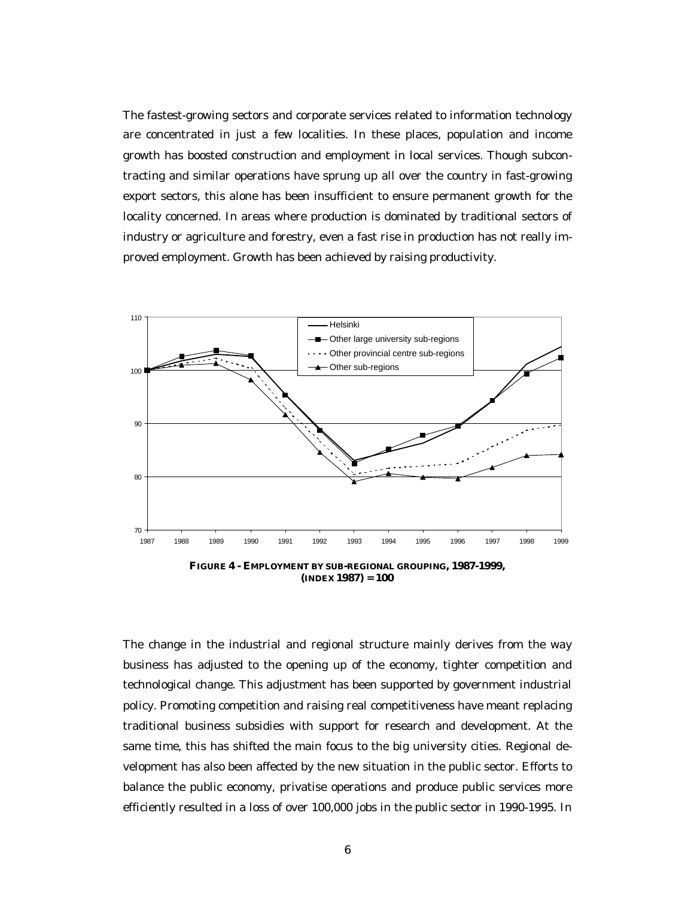The fastest-growing sectors and corporate services related to information technology are concentrated in just a few localities. In these places, population and income growth has boosted construction and employment in local services. Though subcontracting and similar operations have sprung up all over the country in fast-growing export sectors, this alone has been insufficient to ensure permanent growth for the locality concerned. In areas where production is dominated by traditional sectors of industry or agriculture and forestry, even a fast rise in production has not really improved employment. Growth has been achieved by raising productivity.

**FIGURE 4 - EMPLOYMENT BY SUB-REGIONAL GROUPING, 1987-1999, (INDEX 1987) = 100**

The change in the industrial and regional structure mainly derives from the way business has adjusted to the opening up of the economy, tighter competition and technological change. This adjustment has been supported by government industrial policy. Promoting competition and raising real competitiveness have meant replacing traditional business subsidies with support for research and development. At the same time, this has shifted the main focus to the big university cities. Regional development has also been affected by the new situation in the public sector. Efforts to balance the public economy, privatise operations and produce public services more efficiently resulted in a loss of over 100,000 jobs in the public sector in 1990-1995. In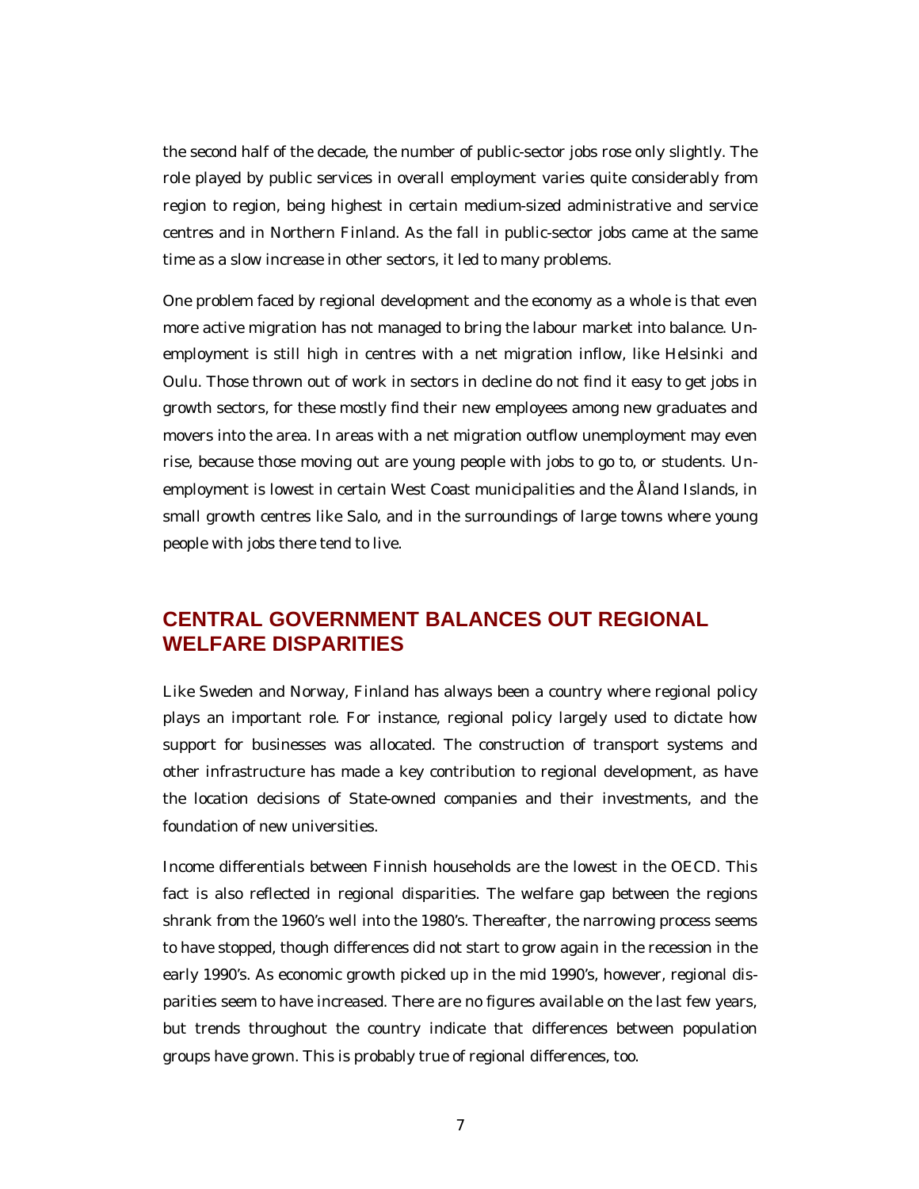the second half of the decade, the number of public-sector jobs rose only slightly. The role played by public services in overall employment varies quite considerably from region to region, being highest in certain medium-sized administrative and service centres and in Northern Finland. As the fall in public-sector jobs came at the same time as a slow increase in other sectors, it led to many problems.

One problem faced by regional development and the economy as a whole is that even more active migration has not managed to bring the labour market into balance. Unemployment is still high in centres with a net migration inflow, like Helsinki and Oulu. Those thrown out of work in sectors in decline do not find it easy to get jobs in growth sectors, for these mostly find their new employees among new graduates and movers into the area. In areas with a net migration outflow unemployment may even rise, because those moving out are young people with jobs to go to, or students. Unemployment is lowest in certain West Coast municipalities and the Åland Islands, in small growth centres like Salo, and in the surroundings of large towns where young people with jobs there tend to live.

## CENTRAL GOVERNMENT BALANCES OUT REGIONAL WELFARE DISPARITIES

Like Sweden and Norway, Finland has always been a country where regional policy plays an important role. For instance, regional policy largely used to dictate how support for businesses was allocated. The construction of transport systems and other infrastructure has made a key contribution to regional development, as have the location decisions of State-owned companies and their investments, and the foundation of new universities.

Income differentials between Finnish households are the lowest in the OECD. This fact is also reflected in regional disparities. The welfare gap between the regions shrank from the 1960's well into the 1980's. Thereafter, the narrowing process seems to have stopped, though differences did not start to grow again in the recession in the early 1990's. As economic growth picked up in the mid 1990's, however, regional disparities seem to have increased. There are no figures available on the last few years, but trends throughout the country indicate that differences between population groups have grown. This is probably true of regional differences, too.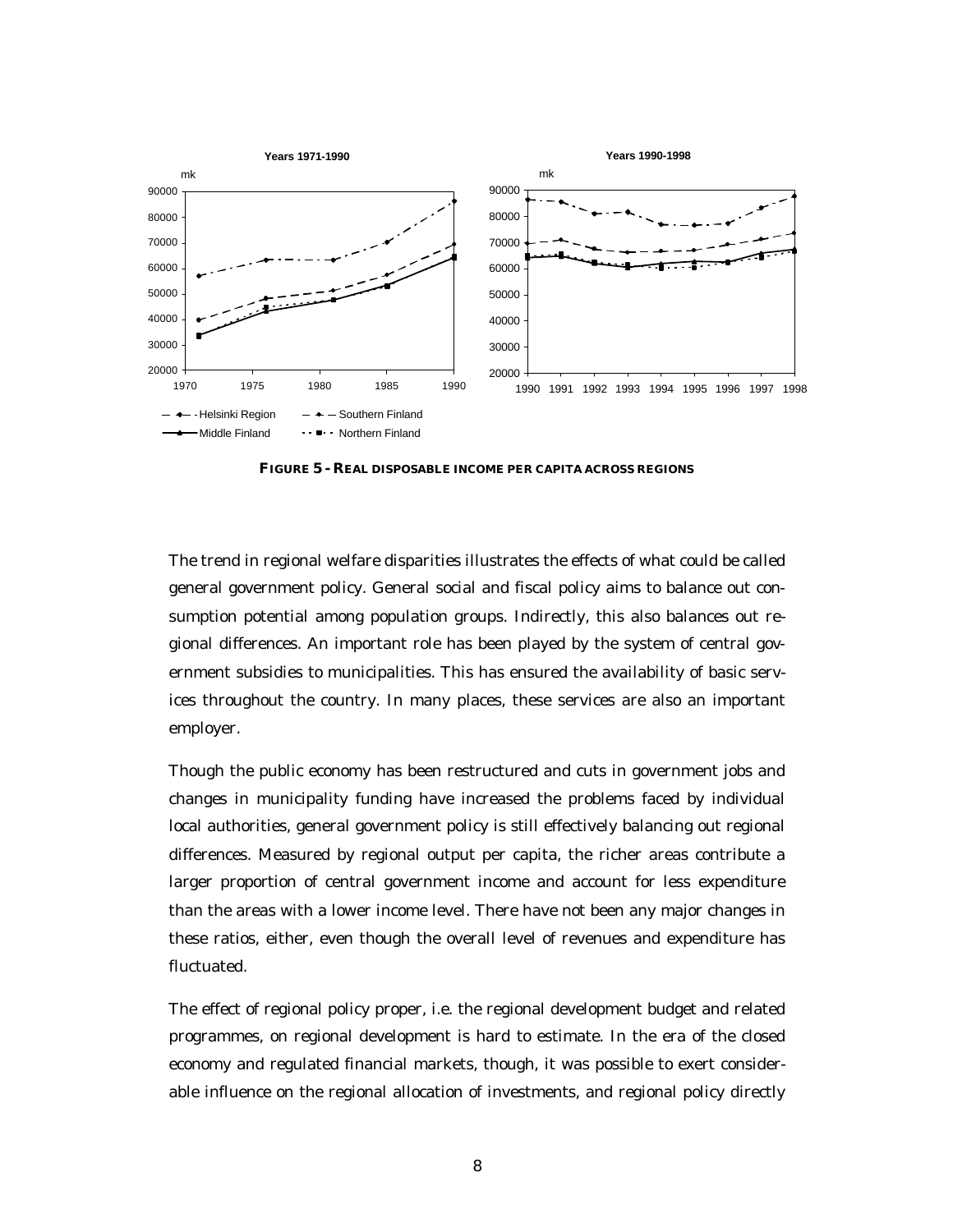**FIGURE 5 - REAL DISPOSABLE INCOME PER CAPITA ACROSS REGIONS**

The trend in regional welfare disparities illustrates the effects of what could be called general government policy. General social and fiscal policy aims to balance out consumption potential among population groups. Indirectly, this also balances out regional differences. An important role has been played by the system of central government subsidies to municipalities. This has ensured the availability of basic services throughout the country. In many places, these services are also an important employer.

Though the public economy has been restructured and cuts in government jobs and changes in municipality funding have increased the problems faced by individual local authorities, general government policy is still effectively balancing out regional differences. Measured by regional output per capita, the richer areas contribute a larger proportion of central government income and account for less expenditure than the areas with a lower income level. There have not been any major changes in these ratios, either, even though the overall level of revenues and expenditure has fluctuated.

The effect of regional policy proper, i.e. the regional development budget and related programmes, on regional development is hard to estimate. In the era of the closed economy and regulated financial markets, though, it was possible to exert considerable influence on the regional allocation of investments, and regional policy directly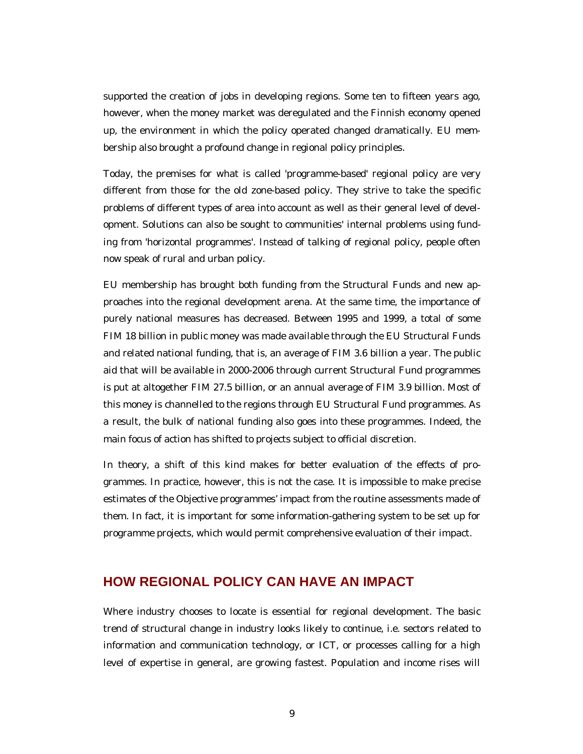supported the creation of jobs in developing regions. Some ten to fifteen years ago, however, when the money market was deregulated and the Finnish economy opened up, the environment in which the policy operated changed dramatically. EU membership also brought a profound change in regional policy principles.

Today, the premises for what is called 'programme-based' regional policy are very different from those for the old zone-based policy. They strive to take the specific problems of different types of area into account as well as their general level of development. Solutions can also be sought to communities' internal problems using funding from 'horizontal programmes'. Instead of talking of regional policy, people often now speak of rural and urban policy.

EU membership has brought both funding from the Structural Funds and new approaches into the regional development arena. At the same time, the importance of purely national measures has decreased. Between 1995 and 1999, a total of some FIM 18 billion in public money was made available through the EU Structural Funds and related national funding, that is, an average of FIM 3.6 billion a year. The public aid that will be available in 2000-2006 through current Structural Fund programmes is put at altogether FIM 27.5 billion, or an annual average of FIM 3.9 billion. Most of this money is channelled to the regions through EU Structural Fund programmes. As a result, the bulk of national funding also goes into these programmes. Indeed, the main focus of action has shifted to projects subject to official discretion.

In theory, a shift of this kind makes for better evaluation of the effects of programmes. In practice, however, this is not the case. It is impossible to make precise estimates of the Objective programmes' impact from the routine assessments made of them. In fact, it is important for some information-gathering system to be set up for programme projects, which would permit comprehensive evaluation of their impact.

## HOW REGIONAL POLICY CAN HAVE AN IMPACT

Where industry chooses to locate is essential for regional development. The basic trend of structural change in industry looks likely to continue, i.e. sectors related to information and communication technology, or ICT, or processes calling for a high level of expertise in general, are growing fastest. Population and income rises will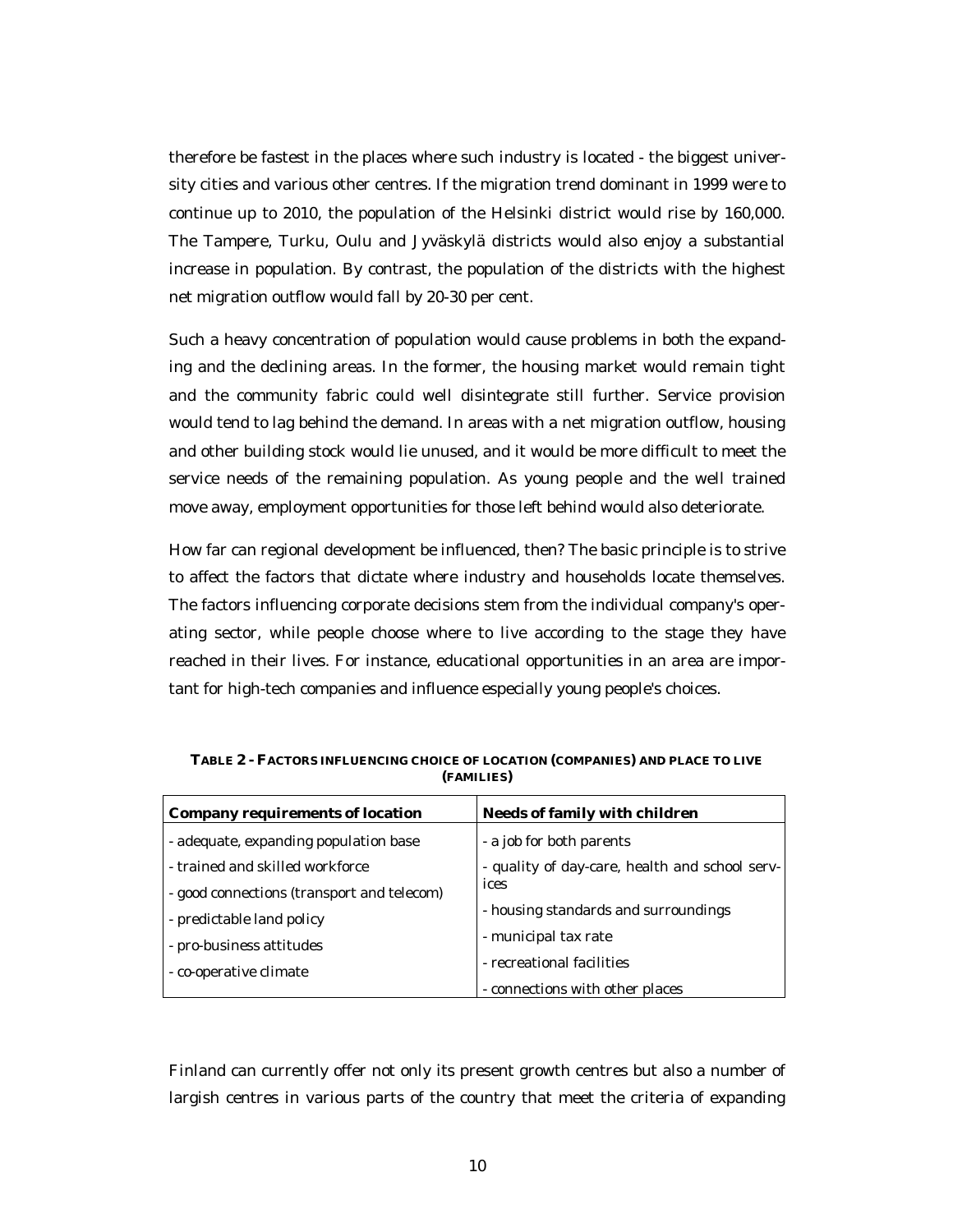therefore be fastest in the places where such industry is located - the biggest university cities and various other centres. If the migration trend dominant in 1999 were to continue up to 2010, the population of the Helsinki district would rise by 160,000. The Tampere, Turku, Oulu and Jyväskylä districts would also enjoy a substantial increase in population. By contrast, the population of the districts with the highest net migration outflow would fall by 20-30 per cent.

Such a heavy concentration of population would cause problems in both the expanding and the declining areas. In the former, the housing market would remain tight and the community fabric could well disintegrate still further. Service provision would tend to lag behind the demand. In areas with a net migration outflow, housing and other building stock would lie unused, and it would be more difficult to meet the service needs of the remaining population. As young people and the well trained move away, employment opportunities for those left behind would also deteriorate.

How far can regional development be influenced, then? The basic principle is to strive to affect the factors that dictate where industry and households locate themselves. The factors influencing corporate decisions stem from the individual company's operating sector, while people choose where to live according to the stage they have reached in their lives. For instance, educational opportunities in an area are important for high-tech companies and influence especially young people's choices.

**TABLE 2 - FACTORS INFLUENCING CHOICE OF LOCATION (COMPANIES) AND PLACE TO LIVE (FAMILIES)**

| Company requirements of location | Needs of family with children |
|---|---|
| - adequate, expanding population base | - a job for both parents |
| - trained and skilled workforce | - quality of day-care, health and school services |
| - good connections (transport and telecom) | - housing standards and surroundings |
| - predictable land policy | - municipal tax rate |
| - pro-business attitudes | - recreational facilities |
| - co-operative climate | - connections with other places |

Finland can currently offer not only its present growth centres but also a number of largish centres in various parts of the country that meet the criteria of expanding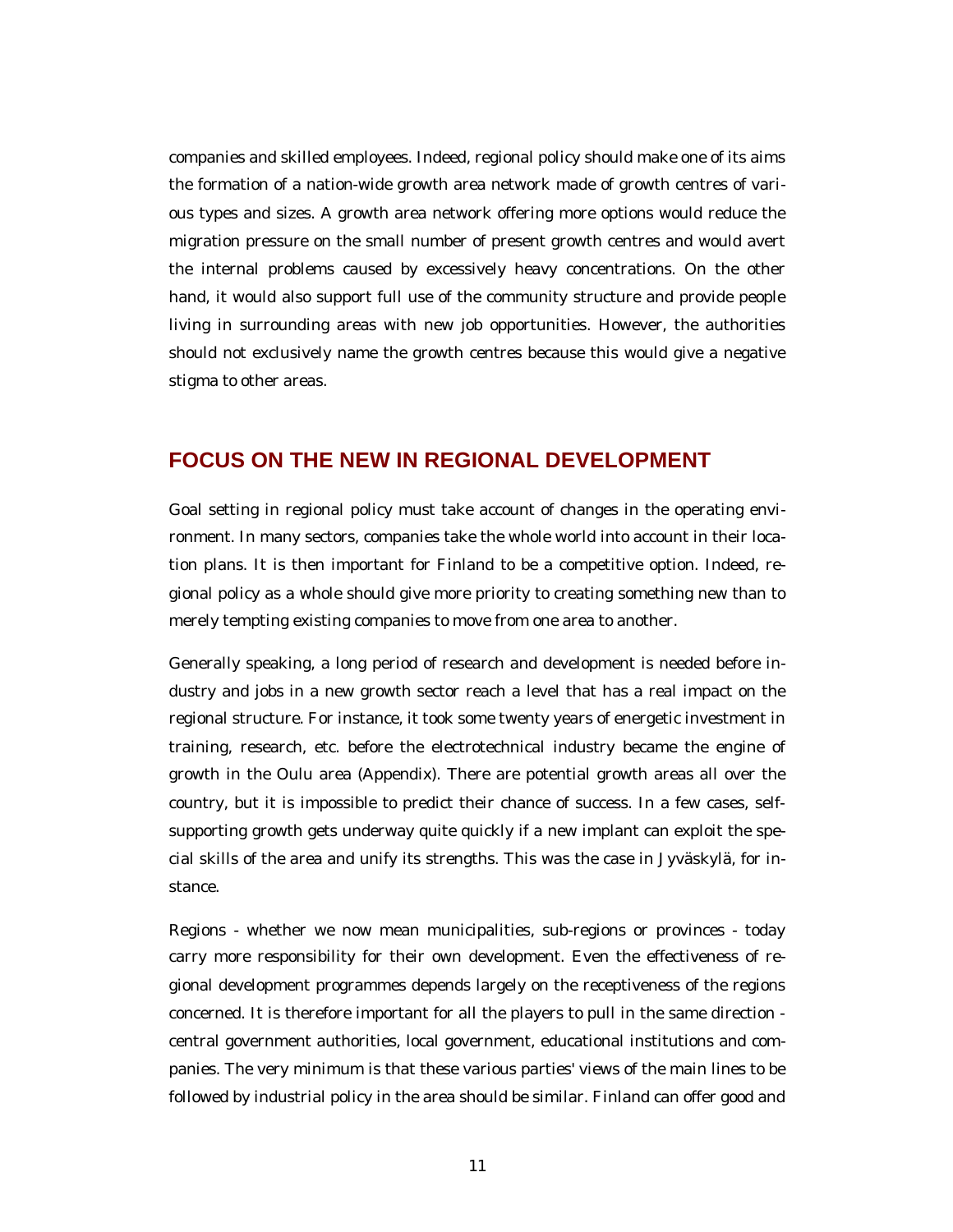companies and skilled employees. Indeed, regional policy should make one of its aims the formation of a nation-wide growth area network made of growth centres of various types and sizes. A growth area network offering more options would reduce the migration pressure on the small number of present growth centres and would avert the internal problems caused by excessively heavy concentrations. On the other hand, it would also support full use of the community structure and provide people living in surrounding areas with new job opportunities. However, the authorities should not exclusively name the growth centres because this would give a negative stigma to other areas.

## FOCUS ON THE NEW IN REGIONAL DEVELOPMENT

Goal setting in regional policy must take account of changes in the operating environment. In many sectors, companies take the whole world into account in their location plans. It is then important for Finland to be a competitive option. Indeed, regional policy as a whole should give more priority to creating something new than to merely tempting existing companies to move from one area to another.

Generally speaking, a long period of research and development is needed before industry and jobs in a new growth sector reach a level that has a real impact on the regional structure. For instance, it took some twenty years of energetic investment in training, research, etc. before the electrotechnical industry became the engine of growth in the Oulu area (Appendix). There are potential growth areas all over the country, but it is impossible to predict their chance of success. In a few cases, self-supporting growth gets underway quite quickly if a new implant can exploit the special skills of the area and unify its strengths. This was the case in Jyväskylä, for instance.

Regions - whether we now mean municipalities, sub-regions or provinces - today carry more responsibility for their own development. Even the effectiveness of regional development programmes depends largely on the receptiveness of the regions concerned. It is therefore important for all the players to pull in the same direction - central government authorities, local government, educational institutions and companies. The very minimum is that these various parties' views of the main lines to be followed by industrial policy in the area should be similar. Finland can offer good and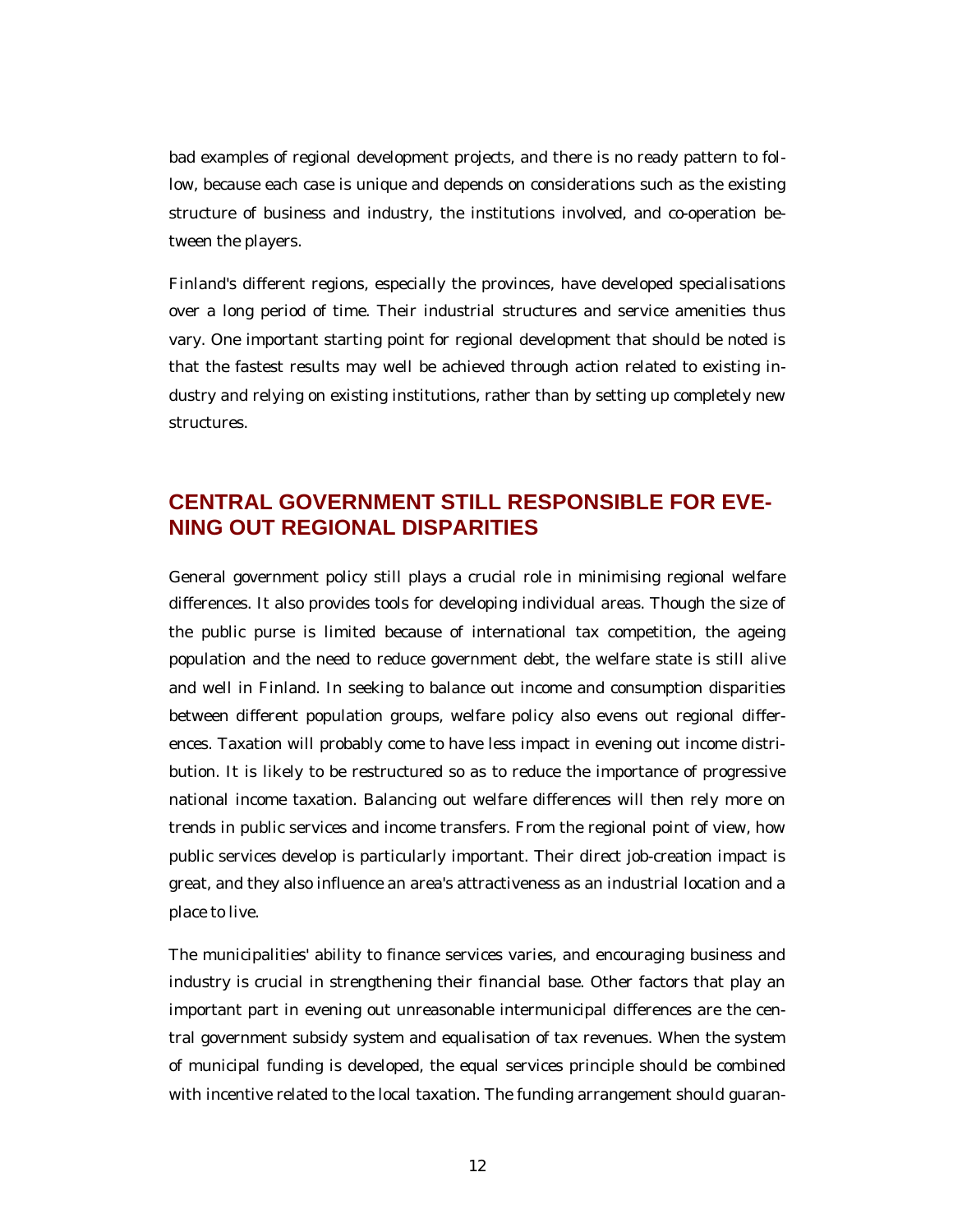bad examples of regional development projects, and there is no ready pattern to follow, because each case is unique and depends on considerations such as the existing structure of business and industry, the institutions involved, and co-operation between the players.

Finland's different regions, especially the provinces, have developed specialisations over a long period of time. Their industrial structures and service amenities thus vary. One important starting point for regional development that should be noted is that the fastest results may well be achieved through action related to existing industry and relying on existing institutions, rather than by setting up completely new structures.

## CENTRAL GOVERNMENT STILL RESPONSIBLE FOR EVENING OUT REGIONAL DISPARITIES

General government policy still plays a crucial role in minimising regional welfare differences. It also provides tools for developing individual areas. Though the size of the public purse is limited because of international tax competition, the ageing population and the need to reduce government debt, the welfare state is still alive and well in Finland. In seeking to balance out income and consumption disparities between different population groups, welfare policy also evens out regional differences. Taxation will probably come to have less impact in evening out income distribution. It is likely to be restructured so as to reduce the importance of progressive national income taxation. Balancing out welfare differences will then rely more on trends in public services and income transfers. From the regional point of view, how public services develop is particularly important. Their direct job-creation impact is great, and they also influence an area's attractiveness as an industrial location and a place to live.

The municipalities' ability to finance services varies, and encouraging business and industry is crucial in strengthening their financial base. Other factors that play an important part in evening out unreasonable intermunicipal differences are the central government subsidy system and equalisation of tax revenues. When the system of municipal funding is developed, the equal services principle should be combined with incentive related to the local taxation. The funding arrangement should guaran-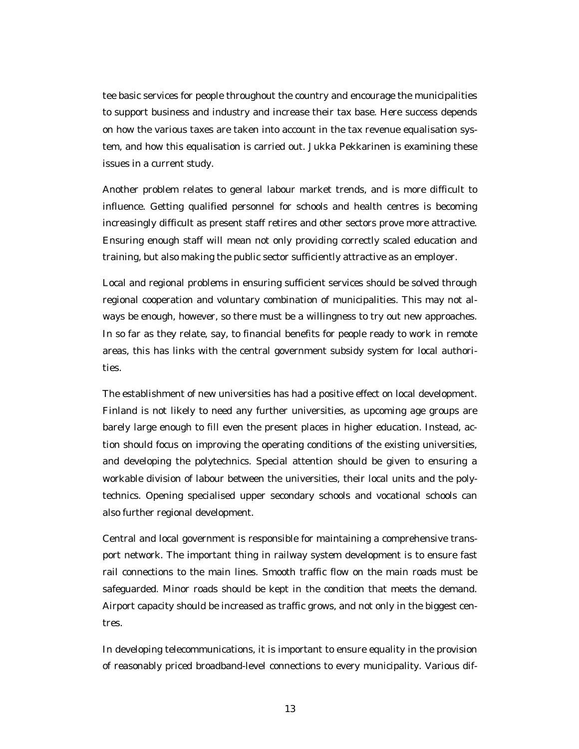tee basic services for people throughout the country and encourage the municipalities to support business and industry and increase their tax base. Here success depends on how the various taxes are taken into account in the tax revenue equalisation system, and how this equalisation is carried out. Jukka Pekkarinen is examining these issues in a current study.

Another problem relates to general labour market trends, and is more difficult to influence. Getting qualified personnel for schools and health centres is becoming increasingly difficult as present staff retires and other sectors prove more attractive. Ensuring enough staff will mean not only providing correctly scaled education and training, but also making the public sector sufficiently attractive as an employer.

Local and regional problems in ensuring sufficient services should be solved through regional cooperation and voluntary combination of municipalities. This may not always be enough, however, so there must be a willingness to try out new approaches. In so far as they relate, say, to financial benefits for people ready to work in remote areas, this has links with the central government subsidy system for local authorities.

The establishment of new universities has had a positive effect on local development. Finland is not likely to need any further universities, as upcoming age groups are barely large enough to fill even the present places in higher education. Instead, action should focus on improving the operating conditions of the existing universities, and developing the polytechnics. Special attention should be given to ensuring a workable division of labour between the universities, their local units and the polytechnics. Opening specialised upper secondary schools and vocational schools can also further regional development.

Central and local government is responsible for maintaining a comprehensive transport network. The important thing in railway system development is to ensure fast rail connections to the main lines. Smooth traffic flow on the main roads must be safeguarded. Minor roads should be kept in the condition that meets the demand. Airport capacity should be increased as traffic grows, and not only in the biggest centres.

In developing telecommunications, it is important to ensure equality in the provision of reasonably priced broadband-level connections to every municipality. Various dif-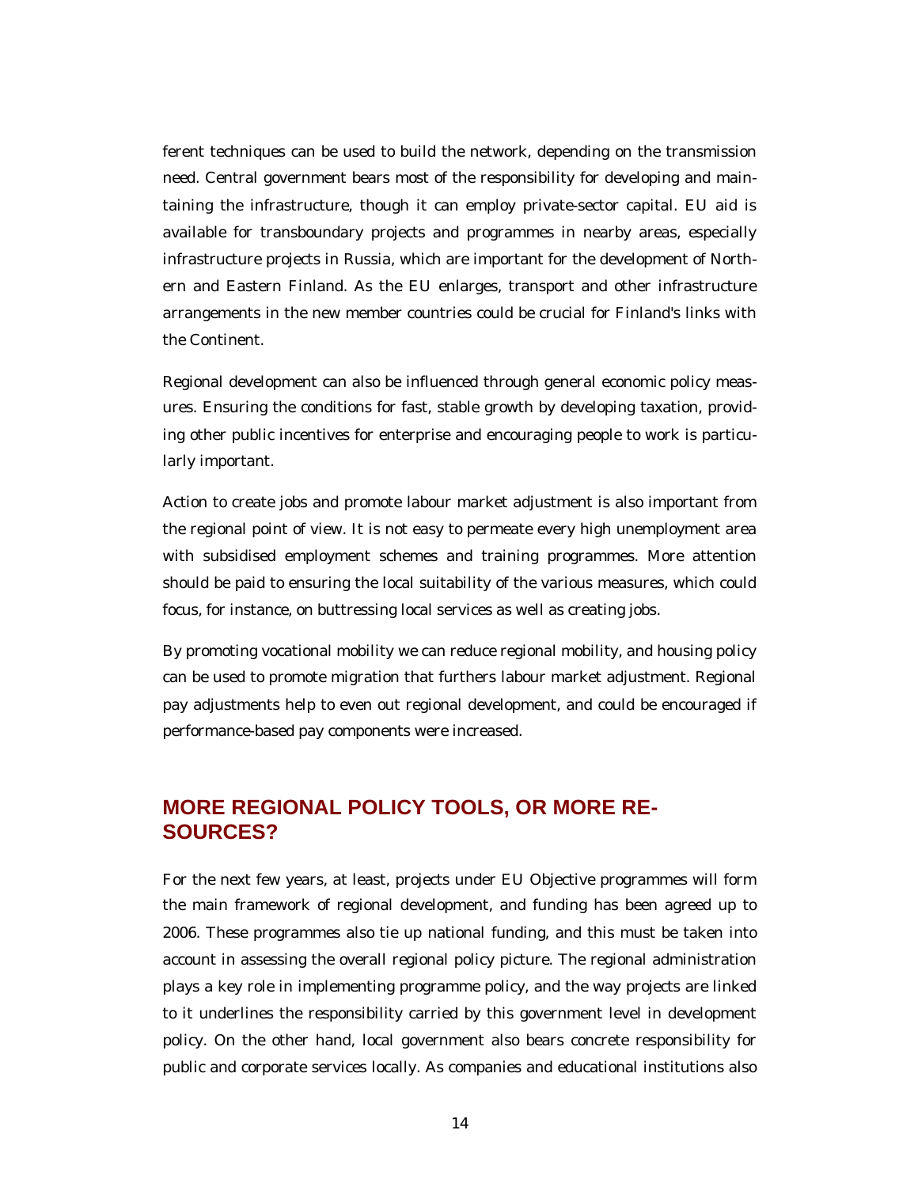ferent techniques can be used to build the network, depending on the transmission need. Central government bears most of the responsibility for developing and maintaining the infrastructure, though it can employ private-sector capital. EU aid is available for transboundary projects and programmes in nearby areas, especially infrastructure projects in Russia, which are important for the development of Northern and Eastern Finland. As the EU enlarges, transport and other infrastructure arrangements in the new member countries could be crucial for Finland's links with the Continent.

Regional development can also be influenced through general economic policy measures. Ensuring the conditions for fast, stable growth by developing taxation, providing other public incentives for enterprise and encouraging people to work is particularly important.

Action to create jobs and promote labour market adjustment is also important from the regional point of view. It is not easy to permeate every high unemployment area with subsidised employment schemes and training programmes. More attention should be paid to ensuring the local suitability of the various measures, which could focus, for instance, on buttressing local services as well as creating jobs.

By promoting vocational mobility we can reduce regional mobility, and housing policy can be used to promote migration that furthers labour market adjustment. Regional pay adjustments help to even out regional development, and could be encouraged if performance-based pay components were increased.

## MORE REGIONAL POLICY TOOLS, OR MORE RESOURCES?

For the next few years, at least, projects under EU Objective programmes will form the main framework of regional development, and funding has been agreed up to 2006. These programmes also tie up national funding, and this must be taken into account in assessing the overall regional policy picture. The regional administration plays a key role in implementing programme policy, and the way projects are linked to it underlines the responsibility carried by this government level in development policy. On the other hand, local government also bears concrete responsibility for public and corporate services locally. As companies and educational institutions also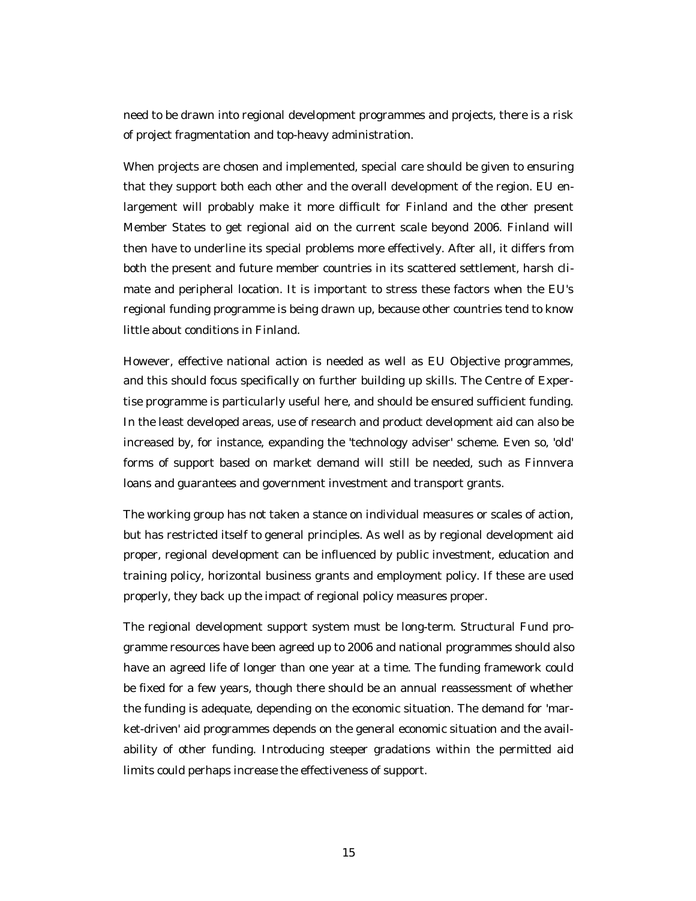need to be drawn into regional development programmes and projects, there is a risk of project fragmentation and top-heavy administration.

When projects are chosen and implemented, special care should be given to ensuring that they support both each other and the overall development of the region. EU enlargement will probably make it more difficult for Finland and the other present Member States to get regional aid on the current scale beyond 2006. Finland will then have to underline its special problems more effectively. After all, it differs from both the present and future member countries in its scattered settlement, harsh climate and peripheral location. It is important to stress these factors when the EU's regional funding programme is being drawn up, because other countries tend to know little about conditions in Finland.

However, effective national action is needed as well as EU Objective programmes, and this should focus specifically on further building up skills. The Centre of Expertise programme is particularly useful here, and should be ensured sufficient funding. In the least developed areas, use of research and product development aid can also be increased by, for instance, expanding the 'technology adviser' scheme. Even so, 'old' forms of support based on market demand will still be needed, such as Finnvera loans and guarantees and government investment and transport grants.

The working group has not taken a stance on individual measures or scales of action, but has restricted itself to general principles. As well as by regional development aid proper, regional development can be influenced by public investment, education and training policy, horizontal business grants and employment policy. If these are used properly, they back up the impact of regional policy measures proper.

The regional development support system must be long-term. Structural Fund programme resources have been agreed up to 2006 and national programmes should also have an agreed life of longer than one year at a time. The funding framework could be fixed for a few years, though there should be an annual reassessment of whether the funding is adequate, depending on the economic situation. The demand for 'market-driven' aid programmes depends on the general economic situation and the availability of other funding. Introducing steeper gradations within the permitted aid limits could perhaps increase the effectiveness of support.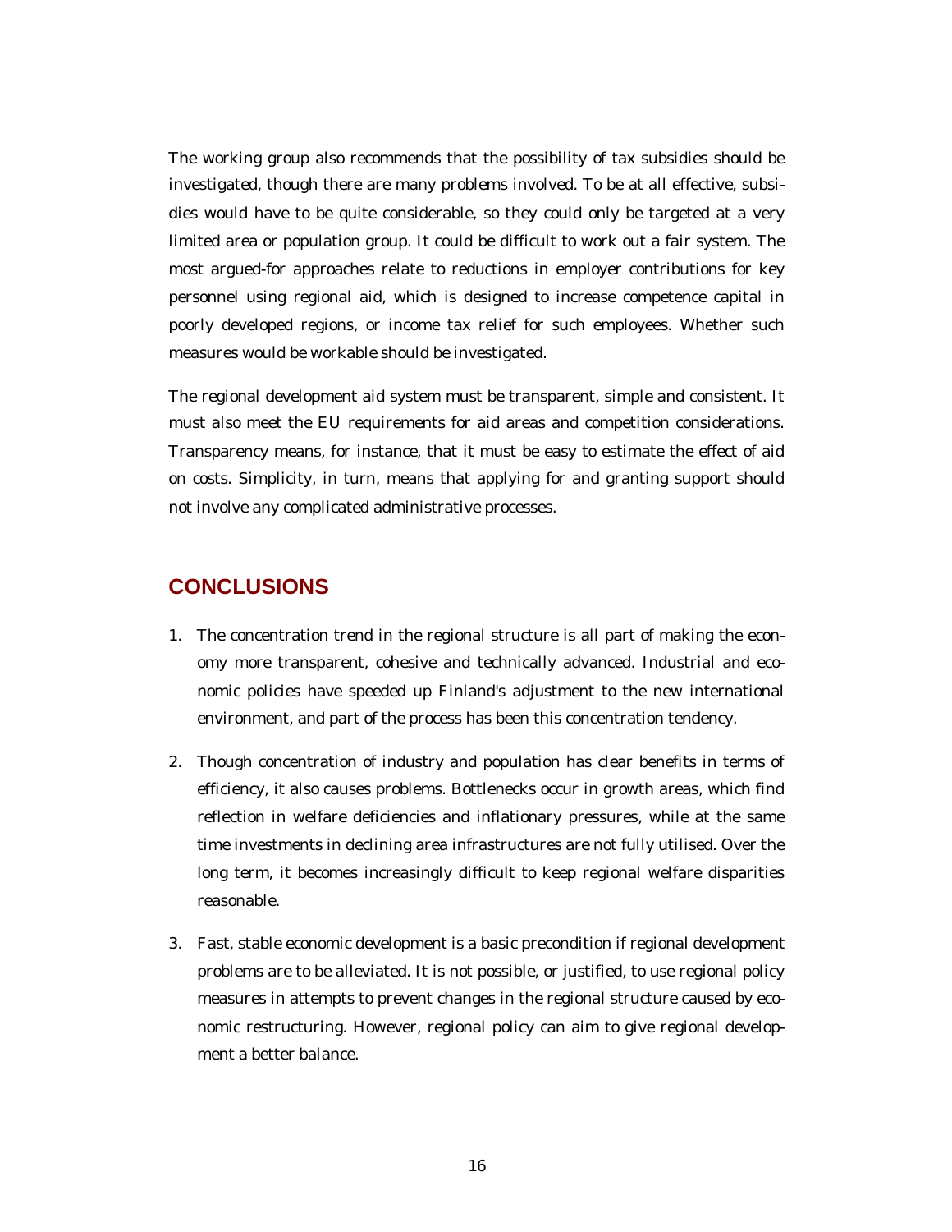The working group also recommends that the possibility of tax subsidies should be investigated, though there are many problems involved. To be at all effective, subsidies would have to be quite considerable, so they could only be targeted at a very limited area or population group. It could be difficult to work out a fair system. The most argued-for approaches relate to reductions in employer contributions for key personnel using regional aid, which is designed to increase competence capital in poorly developed regions, or income tax relief for such employees. Whether such measures would be workable should be investigated.

The regional development aid system must be transparent, simple and consistent. It must also meet the EU requirements for aid areas and competition considerations. Transparency means, for instance, that it must be easy to estimate the effect of aid on costs. Simplicity, in turn, means that applying for and granting support should not involve any complicated administrative processes.

## CONCLUSIONS

1. The concentration trend in the regional structure is all part of making the economy more transparent, cohesive and technically advanced. Industrial and economic policies have speeded up Finland's adjustment to the new international environment, and part of the process has been this concentration tendency.

2. Though concentration of industry and population has clear benefits in terms of efficiency, it also causes problems. Bottlenecks occur in growth areas, which find reflection in welfare deficiencies and inflationary pressures, while at the same time investments in declining area infrastructures are not fully utilised. Over the long term, it becomes increasingly difficult to keep regional welfare disparities reasonable.

3. Fast, stable economic development is a basic precondition if regional development problems are to be alleviated. It is not possible, or justified, to use regional policy measures in attempts to prevent changes in the regional structure caused by economic restructuring. However, regional policy can aim to give regional development a better balance.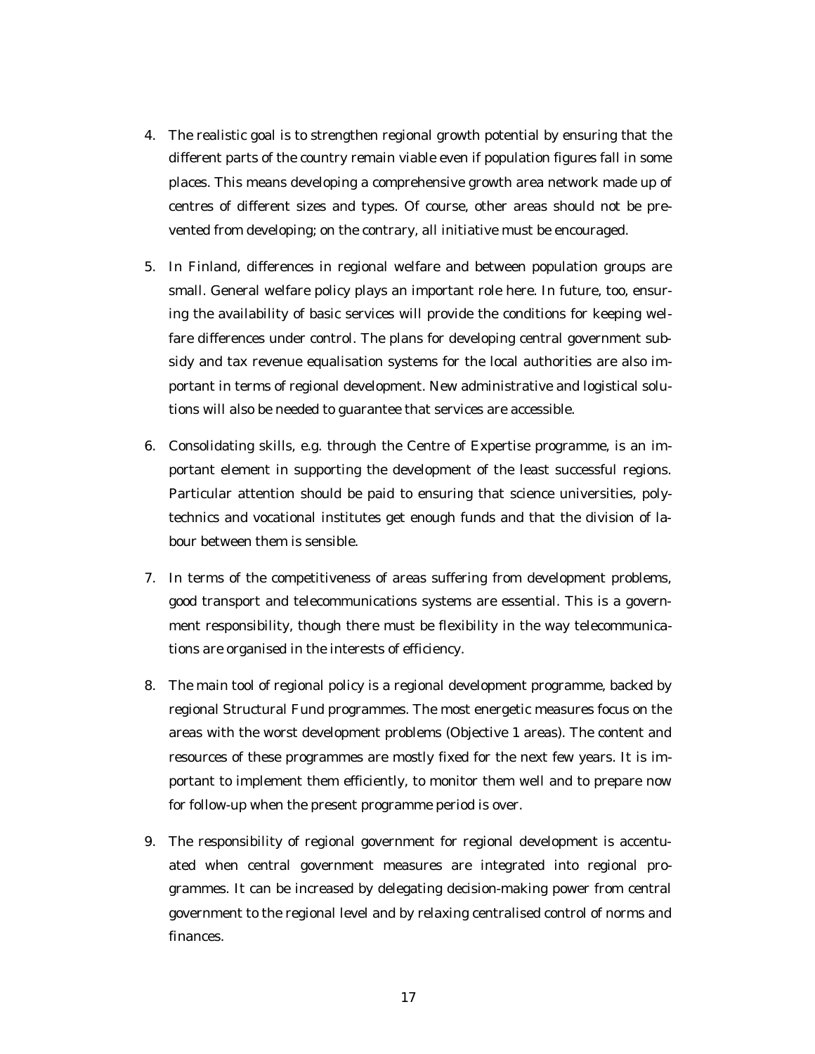4. The realistic goal is to strengthen regional growth potential by ensuring that the different parts of the country remain viable even if population figures fall in some places. This means developing a comprehensive growth area network made up of centres of different sizes and types. Of course, other areas should not be prevented from developing; on the contrary, all initiative must be encouraged.

5. In Finland, differences in regional welfare and between population groups are small. General welfare policy plays an important role here. In future, too, ensuring the availability of basic services will provide the conditions for keeping welfare differences under control. The plans for developing central government subsidy and tax revenue equalisation systems for the local authorities are also important in terms of regional development. New administrative and logistical solutions will also be needed to guarantee that services are accessible.

6. Consolidating skills, e.g. through the Centre of Expertise programme, is an important element in supporting the development of the least successful regions. Particular attention should be paid to ensuring that science universities, polytechnics and vocational institutes get enough funds and that the division of labour between them is sensible.

7. In terms of the competitiveness of areas suffering from development problems, good transport and telecommunications systems are essential. This is a government responsibility, though there must be flexibility in the way telecommunications are organised in the interests of efficiency.

8. The main tool of regional policy is a regional development programme, backed by regional Structural Fund programmes. The most energetic measures focus on the areas with the worst development problems (Objective 1 areas). The content and resources of these programmes are mostly fixed for the next few years. It is important to implement them efficiently, to monitor them well and to prepare now for follow-up when the present programme period is over.

9. The responsibility of regional government for regional development is accentuated when central government measures are integrated into regional programmes. It can be increased by delegating decision-making power from central government to the regional level and by relaxing centralised control of norms and finances.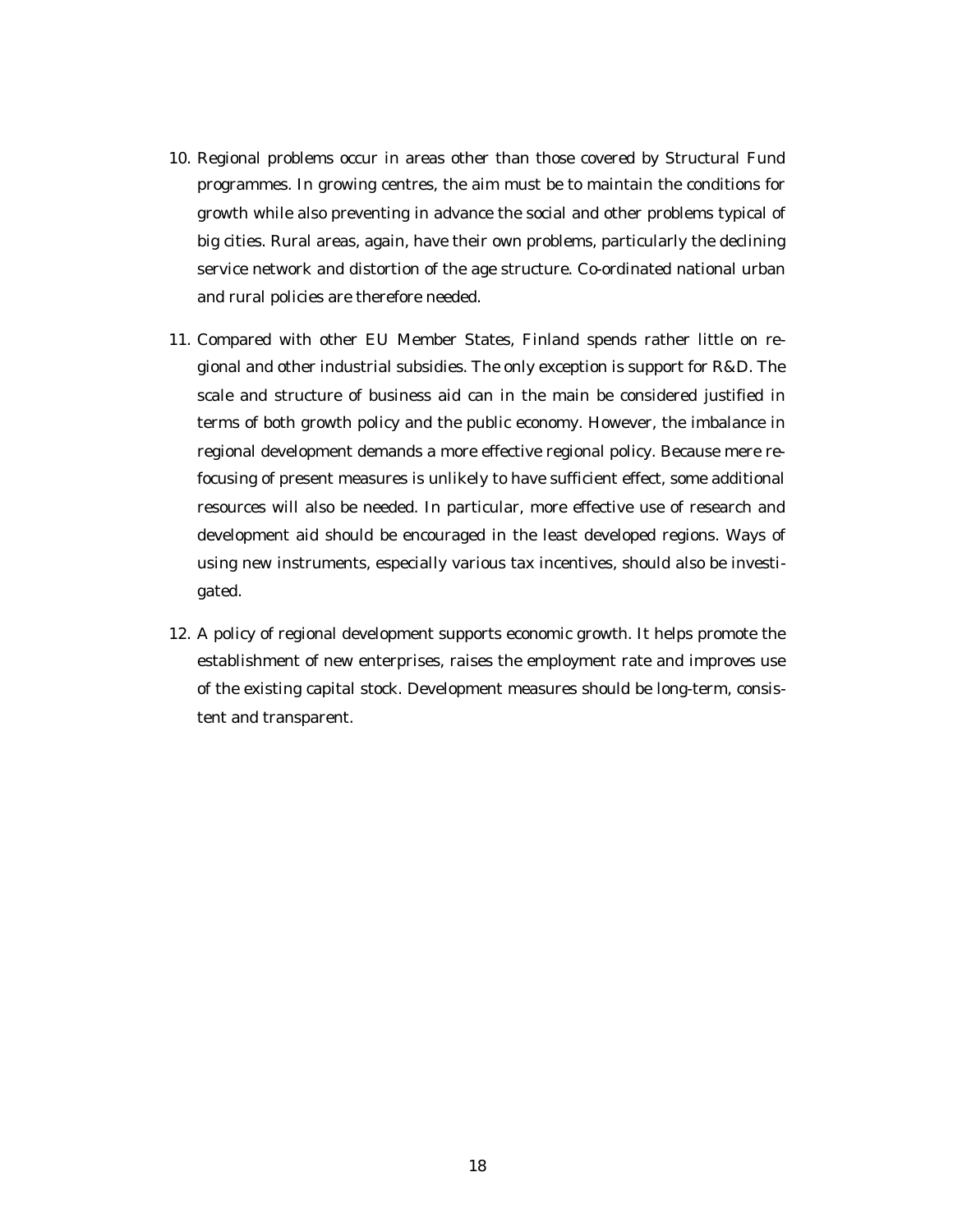10. Regional problems occur in areas other than those covered by Structural Fund programmes. In growing centres, the aim must be to maintain the conditions for growth while also preventing in advance the social and other problems typical of big cities. Rural areas, again, have their own problems, particularly the declining service network and distortion of the age structure. Co-ordinated national urban and rural policies are therefore needed.

11. Compared with other EU Member States, Finland spends rather little on regional and other industrial subsidies. The only exception is support for R&D. The scale and structure of business aid can in the main be considered justified in terms of both growth policy and the public economy. However, the imbalance in regional development demands a more effective regional policy. Because mere refocusing of present measures is unlikely to have sufficient effect, some additional resources will also be needed. In particular, more effective use of research and development aid should be encouraged in the least developed regions. Ways of using new instruments, especially various tax incentives, should also be investigated.

12. A policy of regional development supports economic growth. It helps promote the establishment of new enterprises, raises the employment rate and improves use of the existing capital stock. Development measures should be long-term, consistent and transparent.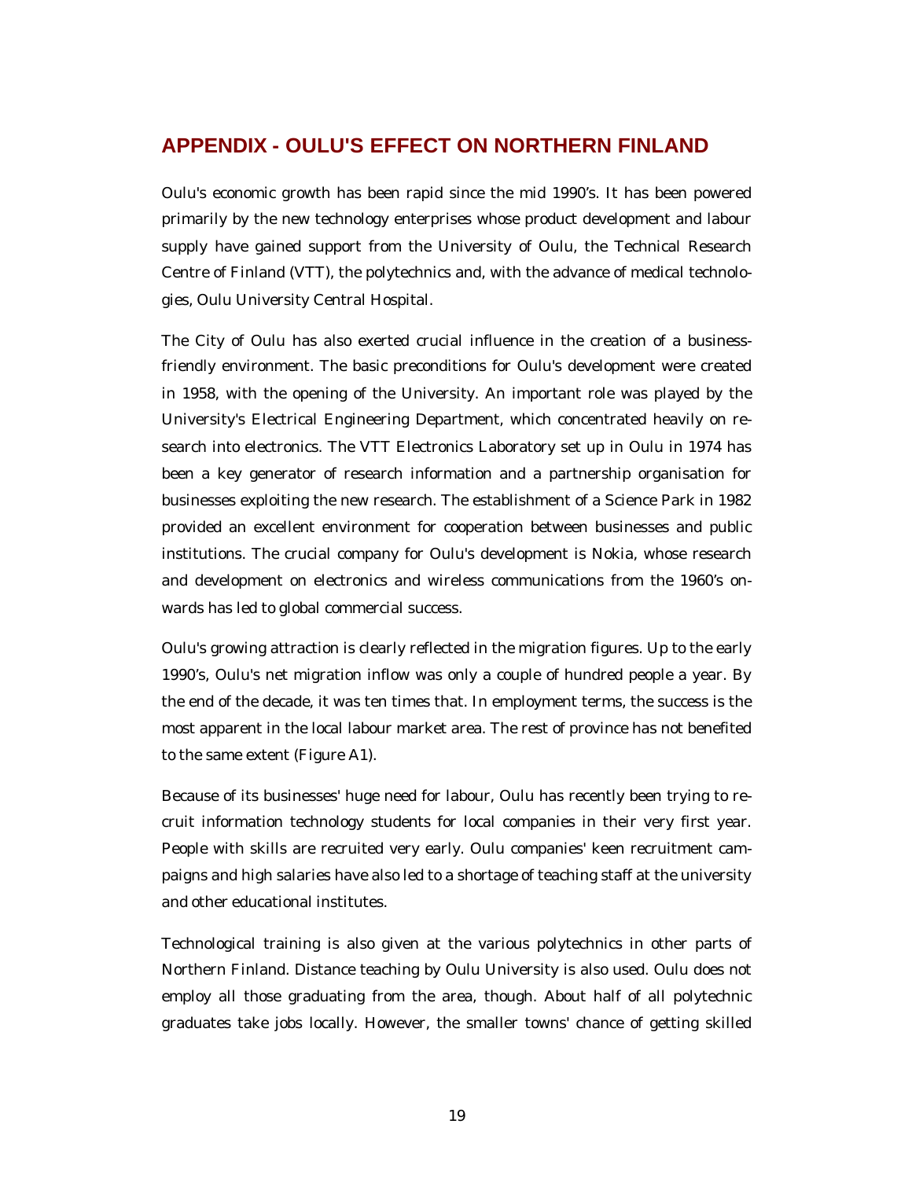## APPENDIX - OULU'S EFFECT ON NORTHERN FINLAND

Oulu's economic growth has been rapid since the mid 1990's. It has been powered primarily by the new technology enterprises whose product development and labour supply have gained support from the University of Oulu, the Technical Research Centre of Finland (VTT), the polytechnics and, with the advance of medical technologies, Oulu University Central Hospital.

The City of Oulu has also exerted crucial influence in the creation of a business-friendly environment. The basic preconditions for Oulu's development were created in 1958, with the opening of the University. An important role was played by the University's Electrical Engineering Department, which concentrated heavily on research into electronics. The VTT Electronics Laboratory set up in Oulu in 1974 has been a key generator of research information and a partnership organisation for businesses exploiting the new research. The establishment of a Science Park in 1982 provided an excellent environment for cooperation between businesses and public institutions. The crucial company for Oulu's development is Nokia, whose research and development on electronics and wireless communications from the 1960's onwards has led to global commercial success.

Oulu's growing attraction is clearly reflected in the migration figures. Up to the early 1990's, Oulu's net migration inflow was only a couple of hundred people a year. By the end of the decade, it was ten times that. In employment terms, the success is the most apparent in the local labour market area. The rest of province has not benefited to the same extent (Figure A1).

Because of its businesses' huge need for labour, Oulu has recently been trying to recruit information technology students for local companies in their very first year. People with skills are recruited very early. Oulu companies' keen recruitment campaigns and high salaries have also led to a shortage of teaching staff at the university and other educational institutes.

Technological training is also given at the various polytechnics in other parts of Northern Finland. Distance teaching by Oulu University is also used. Oulu does not employ all those graduating from the area, though. About half of all polytechnic graduates take jobs locally. However, the smaller towns' chance of getting skilled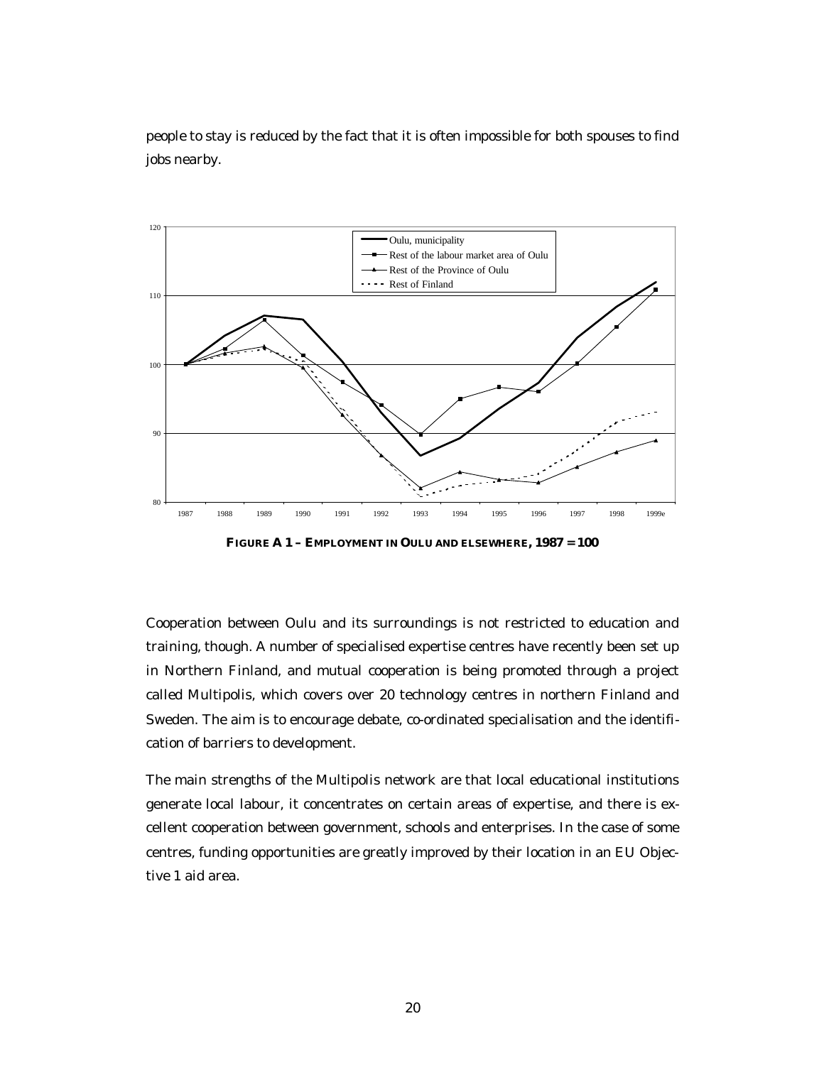people to stay is reduced by the fact that it is often impossible for both spouses to find jobs nearby.

**FIGURE A 1 – EMPLOYMENT IN OULU AND ELSEWHERE, 1987 = 100**

Cooperation between Oulu and its surroundings is not restricted to education and training, though. A number of specialised expertise centres have recently been set up in Northern Finland, and mutual cooperation is being promoted through a project called Multipolis, which covers over 20 technology centres in northern Finland and Sweden. The aim is to encourage debate, co-ordinated specialisation and the identification of barriers to development.

The main strengths of the Multipolis network are that local educational institutions generate local labour, it concentrates on certain areas of expertise, and there is excellent cooperation between government, schools and enterprises. In the case of some centres, funding opportunities are greatly improved by their location in an EU Objective 1 aid area.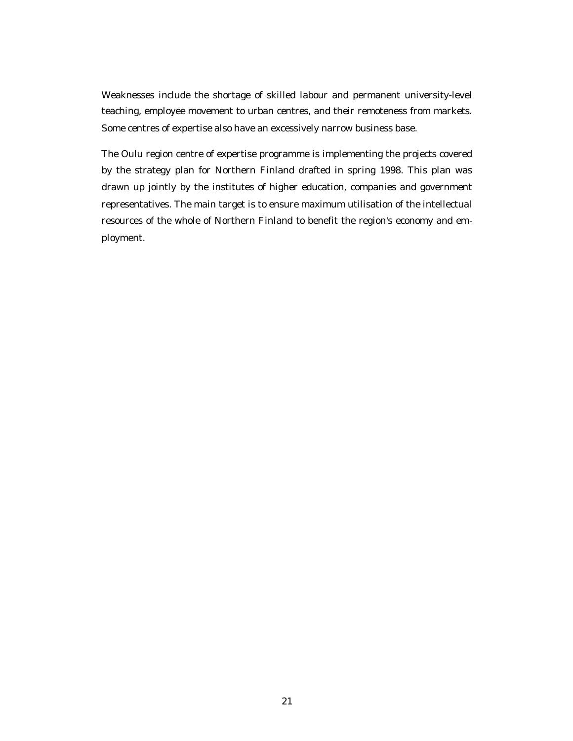Weaknesses include the shortage of skilled labour and permanent university-level teaching, employee movement to urban centres, and their remoteness from markets. Some centres of expertise also have an excessively narrow business base.

The Oulu region centre of expertise programme is implementing the projects covered by the strategy plan for Northern Finland drafted in spring 1998. This plan was drawn up jointly by the institutes of higher education, companies and government representatives. The main target is to ensure maximum utilisation of the intellectual resources of the whole of Northern Finland to benefit the region's economy and employment.